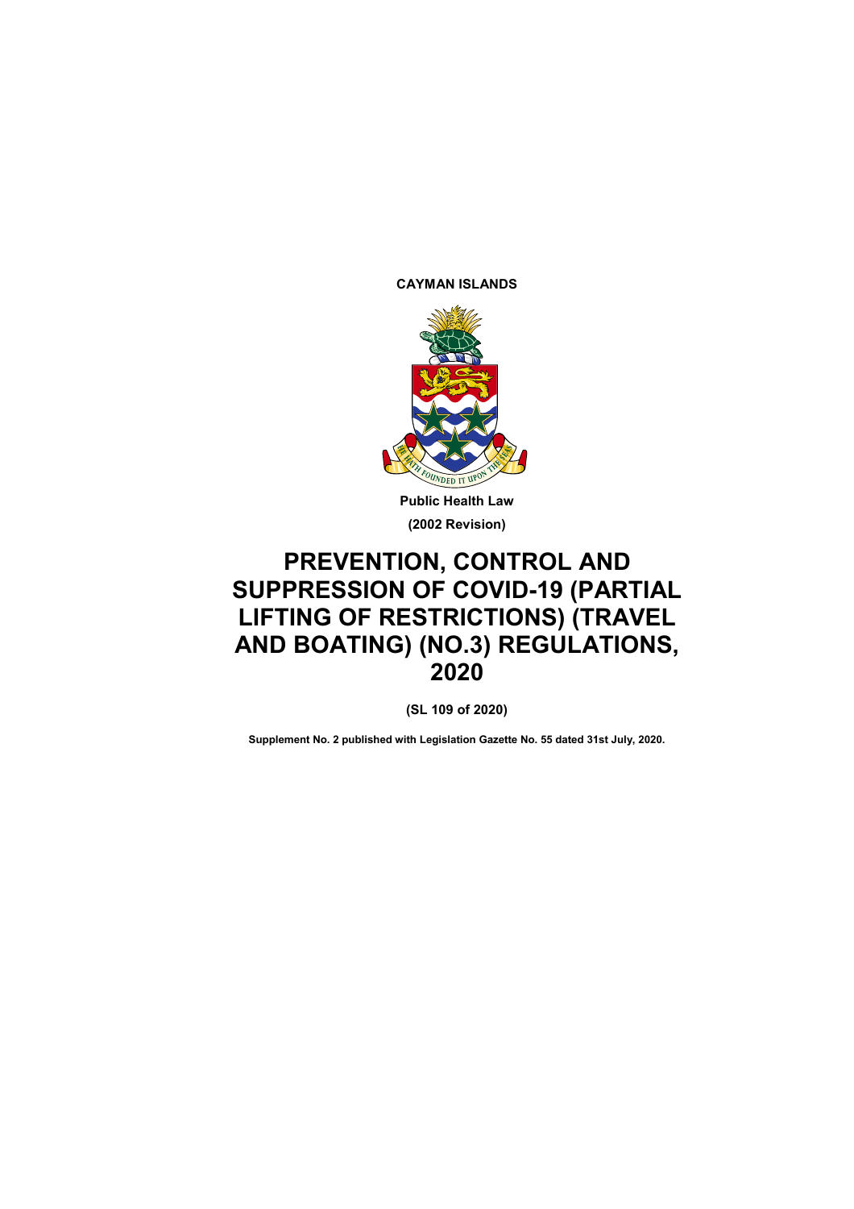**CAYMAN ISLANDS**

**Public Health Law**

**(2002 Revision)**

# PREVENTION, CONTROL AND SUPPRESSION OF COVID-19 (PARTIAL LIFTING OF RESTRICTIONS) (TRAVEL AND BOATING) (NO.3) REGULATIONS, 2020

**(SL 109 of 2020)**

**Supplement No. 2 published with Legislation Gazette No. 55 dated 31st July, 2020.**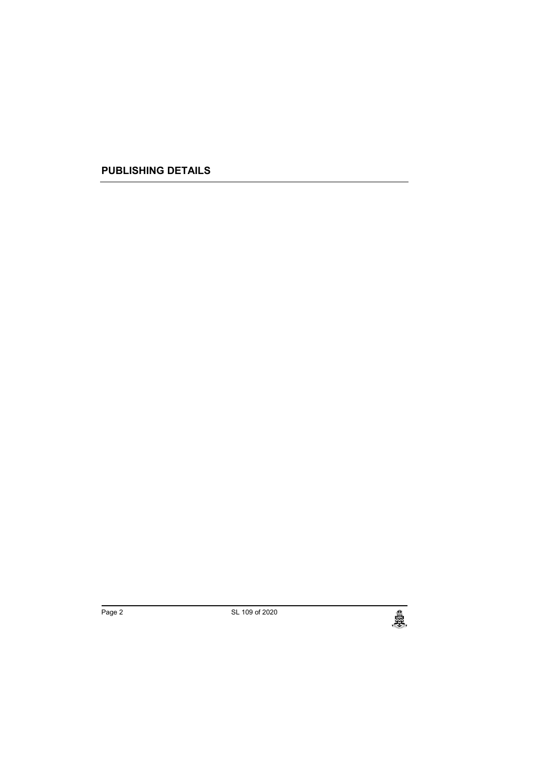## PUBLISHING DETAILS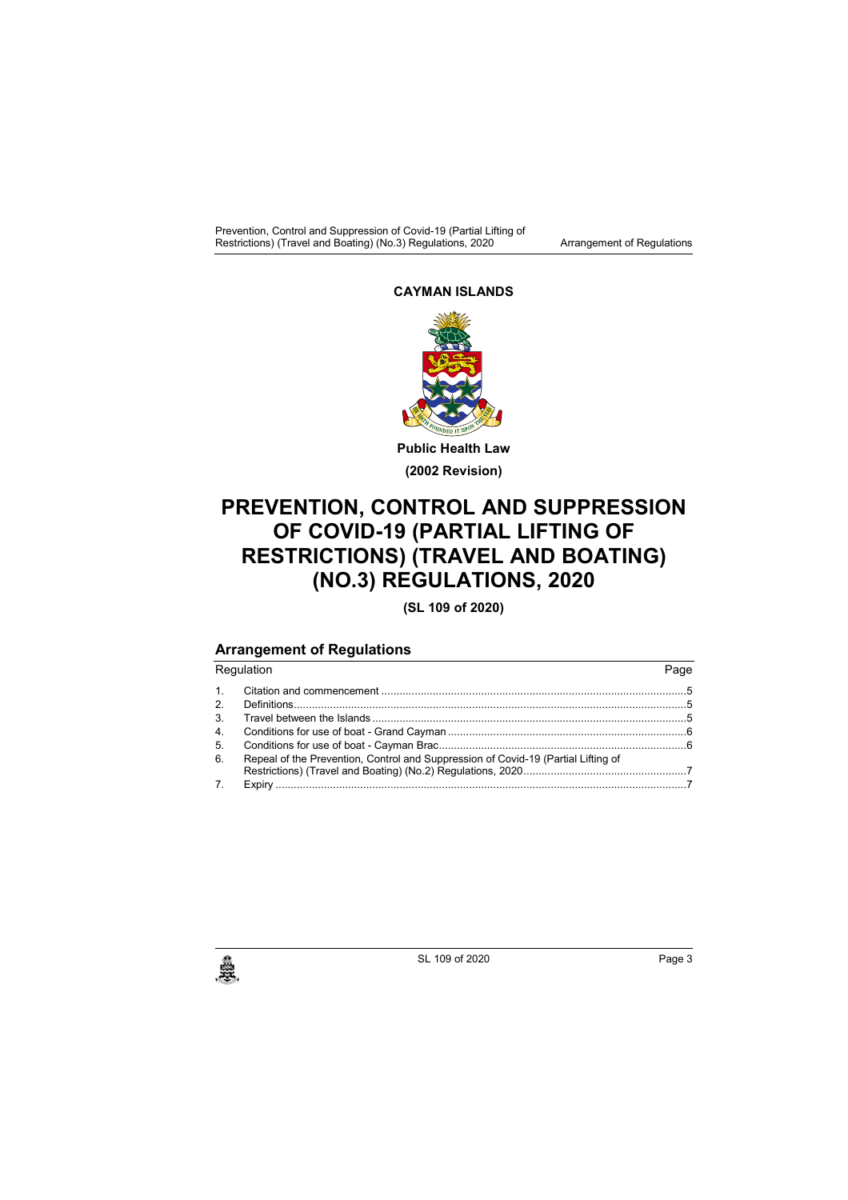**CAYMAN ISLANDS**

**Public Health Law**

**(2002 Revision)**

# PREVENTION, CONTROL AND SUPPRESSION OF COVID-19 (PARTIAL LIFTING OF RESTRICTIONS) (TRAVEL AND BOATING) (NO.3) REGULATIONS, 2020

**(SL 109 of 2020)**

## Arrangement of Regulations

| Regulation | | Page |
|---|---|---|
| 1. | Citation and commencement | 5 |
| 2. | Definitions | 5 |
| 3. | Travel between the Islands | 5 |
| 4. | Conditions for use of boat - Grand Cayman | 6 |
| 5. | Conditions for use of boat - Cayman Brac | 6 |
| 6. | Repeal of the Prevention, Control and Suppression of Covid-19 (Partial Lifting of Restrictions) (Travel and Boating) (No.2) Regulations, 2020 | 7 |
| 7. | Expiry | 7 |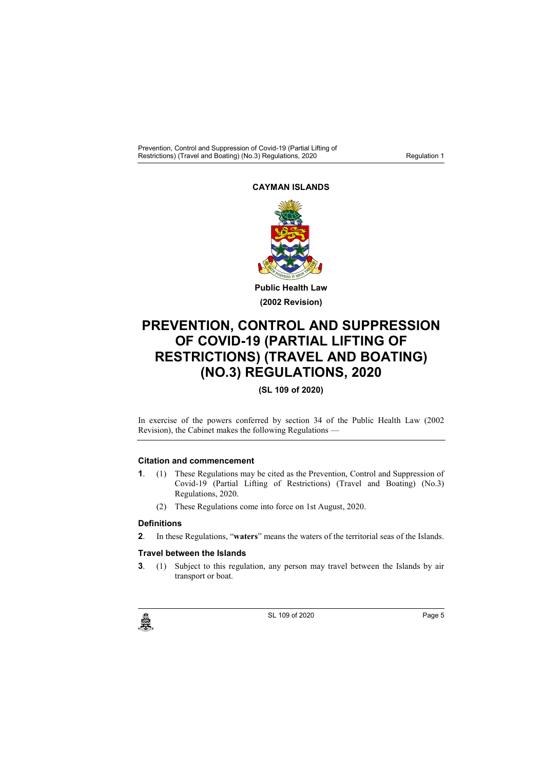**CAYMAN ISLANDS**

**Public Health Law**

**(2002 Revision)**

# PREVENTION, CONTROL AND SUPPRESSION OF COVID-19 (PARTIAL LIFTING OF RESTRICTIONS) (TRAVEL AND BOATING) (NO.3) REGULATIONS, 2020

**(SL 109 of 2020)**

In exercise of the powers conferred by section 34 of the Public Health Law (2002 Revision), the Cabinet makes the following Regulations —

### Citation and commencement

**1**. (1) These Regulations may be cited as the Prevention, Control and Suppression of Covid-19 (Partial Lifting of Restrictions) (Travel and Boating) (No.3) Regulations, 2020.

(2) These Regulations come into force on 1st August, 2020.

### Definitions

**2**. In these Regulations, "**waters**" means the waters of the territorial seas of the Islands.

### Travel between the Islands

**3**. (1) Subject to this regulation, any person may travel between the Islands by air transport or boat.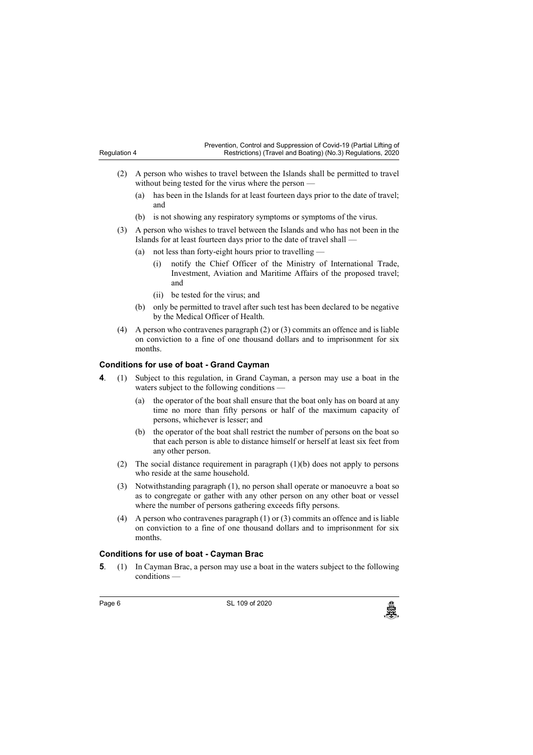(2) A person who wishes to travel between the Islands shall be permitted to travel without being tested for the virus where the person —

(a) has been in the Islands for at least fourteen days prior to the date of travel; and

(b) is not showing any respiratory symptoms or symptoms of the virus.

(3) A person who wishes to travel between the Islands and who has not been in the Islands for at least fourteen days prior to the date of travel shall —

(a) not less than forty-eight hours prior to travelling —

(i) notify the Chief Officer of the Ministry of International Trade, Investment, Aviation and Maritime Affairs of the proposed travel; and

(ii) be tested for the virus; and

(b) only be permitted to travel after such test has been declared to be negative by the Medical Officer of Health.

(4) A person who contravenes paragraph (2) or (3) commits an offence and is liable on conviction to a fine of one thousand dollars and to imprisonment for six months.

### Conditions for use of boat - Grand Cayman

**4**. (1) Subject to this regulation, in Grand Cayman, a person may use a boat in the waters subject to the following conditions —

(a) the operator of the boat shall ensure that the boat only has on board at any time no more than fifty persons or half of the maximum capacity of persons, whichever is lesser; and

(b) the operator of the boat shall restrict the number of persons on the boat so that each person is able to distance himself or herself at least six feet from any other person.

(2) The social distance requirement in paragraph (1)(b) does not apply to persons who reside at the same household.

(3) Notwithstanding paragraph (1), no person shall operate or manoeuvre a boat so as to congregate or gather with any other person on any other boat or vessel where the number of persons gathering exceeds fifty persons.

(4) A person who contravenes paragraph (1) or (3) commits an offence and is liable on conviction to a fine of one thousand dollars and to imprisonment for six months.

### Conditions for use of boat - Cayman Brac

**5**. (1) In Cayman Brac, a person may use a boat in the waters subject to the following conditions —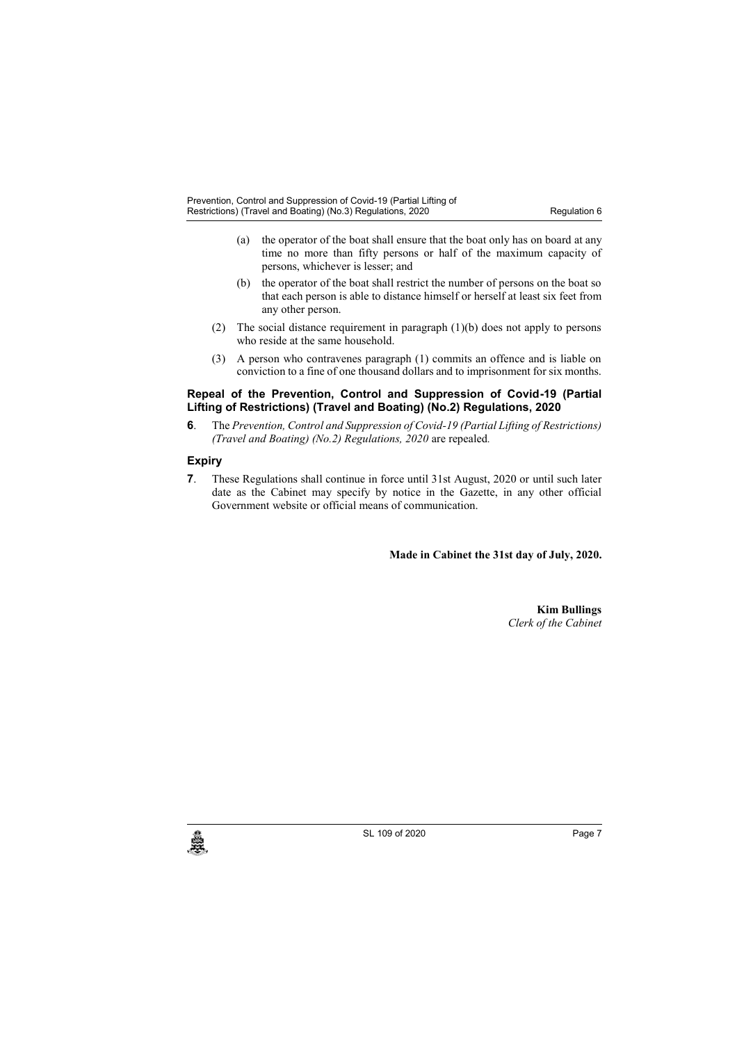(a) the operator of the boat shall ensure that the boat only has on board at any time no more than fifty persons or half of the maximum capacity of persons, whichever is lesser; and

(b) the operator of the boat shall restrict the number of persons on the boat so that each person is able to distance himself or herself at least six feet from any other person.

(2) The social distance requirement in paragraph (1)(b) does not apply to persons who reside at the same household.

(3) A person who contravenes paragraph (1) commits an offence and is liable on conviction to a fine of one thousand dollars and to imprisonment for six months.

### Repeal of the Prevention, Control and Suppression of Covid-19 (Partial Lifting of Restrictions) (Travel and Boating) (No.2) Regulations, 2020

**6**. The *Prevention, Control and Suppression of Covid-19 (Partial Lifting of Restrictions) (Travel and Boating) (No.2) Regulations, 2020* are repealed.

### Expiry

**7**. These Regulations shall continue in force until 31st August, 2020 or until such later date as the Cabinet may specify by notice in the Gazette, in any other official Government website or official means of communication.

**Made in Cabinet the 31st day of July, 2020.**

**Kim Bullings**
*Clerk of the Cabinet*